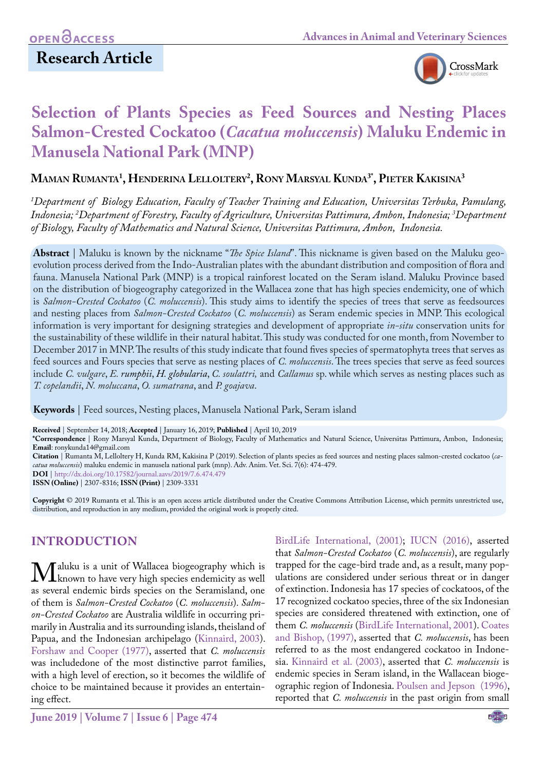OPEN ACCESS

## Research Article

# Selection of Plants Species as Feed Sources and Nesting Places Salmon-Crested Cockatoo (*Cacatua moluccensis*) Maluku Endemic in Manusela National Park (MNP)

**Maman Rumanta[1], Henderina Lelloltery[2], Rony Marsyal Kunda[3*], Pieter Kakisina[3]**

*[1]Department of Biology Education, Faculty of Teacher Training and Education, Universitas Terbuka, Pamulang, Indonesia; [2]Department of Forestry, Faculty of Agriculture, Universitas Pattimura, Ambon, Indonesia; [3]Department of Biology, Faculty of Mathematics and Natural Science, Universitas Pattimura, Ambon, Indonesia.*

**Abstract** | Maluku is known by the nickname "*The Spice Island*". This nickname is given based on the Maluku geo-evolution process derived from the Indo-Australian plates with the abundant distribution and composition of flora and fauna. Manusela National Park (MNP) is a tropical rainforest located on the Seram island. Maluku Province based on the distribution of biogeography categorized in the Wallacea zone that has high species endemicity, one of which is *Salmon-Crested Cockatoo* (*C. moluccensis*). This study aims to identify the species of trees that serve as feedsources and nesting places from *Salmon-Crested Cockatoo* (*C. moluccensis*) as Seram endemic species in MNP. This ecological information is very important for designing strategies and development of appropriate *in-situ* conservation units for the sustainability of these wildlife in their natural habitat. This study was conducted for one month, from November to December 2017 in MNP. The results of this study indicate that found fives species of spermatophyta trees that serves as feed sources and Fours species that serve as nesting places of *C. moluccensis*. The trees species that serve as feed sources include *C. vulgare*, *E. rumphii*, *H. globularia*, *C. soulattri,* and *Callamus* sp. while which serves as nesting places such as *T. copelandii*, *N. moluccana*, *O. sumatrana*, and *P. goajava*.

**Keywords** | Feed sources, Nesting places, Manusela National Park, Seram island

**Received** | September 14, 2018; **Accepted** | January 16, 2019; **Published** | April 10, 2019
**\*Correspondence** | Rony Marsyal Kunda, Department of Biology, Faculty of Mathematics and Natural Science, Universitas Pattimura, Ambon, Indonesia; **Email**: ronykunda14@gmail.com
**Citation** | Rumanta M, Lelloltery H, Kunda RM, Kakisina P (2019). Selection of plants species as feed sources and nesting places salmon-crested cockatoo (*cacatua moluccensis*) maluku endemic in manusela national park (mnp). Adv. Anim. Vet. Sci. 7(6): 474-479.
**DOI** | http://dx.doi.org/10.17582/journal.aavs/2019/7.6.474.479
**ISSN (Online)** | 2307-8316; **ISSN (Print)** | 2309-3331

**Copyright** © 2019 Rumanta et al. This is an open access article distributed under the Creative Commons Attribution License, which permits unrestricted use, distribution, and reproduction in any medium, provided the original work is properly cited.

## INTRODUCTION

Maluku is a unit of Wallacea biogeography which is known to have very high species endemicity as well as several endemic birds species on the Seramisland, one of them is *Salmon-Crested Cockatoo* (*C. moluccensis*). *Salmon-Crested Cockatoo* are Australia wildlife in occurring primarily in Australia and its surrounding islands, theisland of Papua, and the Indonesian archipelago (Kinnaird, 2003). Forshaw and Cooper (1977), asserted that *C. moluccensis* was includedone of the most distinctive parrot families, with a high level of erection, so it becomes the wildlife of choice to be maintained because it provides an entertaining effect.

BirdLife International, (2001); IUCN (2016), asserted that *Salmon-Crested Cockatoo* (*C. moluccensis*), are regularly trapped for the cage-bird trade and, as a result, many populations are considered under serious threat or in danger of extinction. Indonesia has 17 species of cockatoos, of the 17 recognized cockatoo species, three of the six Indonesian species are considered threatened with extinction, one of them *C. moluccensis* (BirdLife International, 2001). Coates and Bishop, (1997), asserted that *C. moluccensis*, has been referred to as the most endangered cockatoo in Indonesia. Kinnaird et al. (2003), asserted that *C. moluccensis* is endemic species in Seram island, in the Wallacean biogeographic region of Indonesia. Poulsen and Jepson (1996), reported that *C. moluccensis* in the past origin from small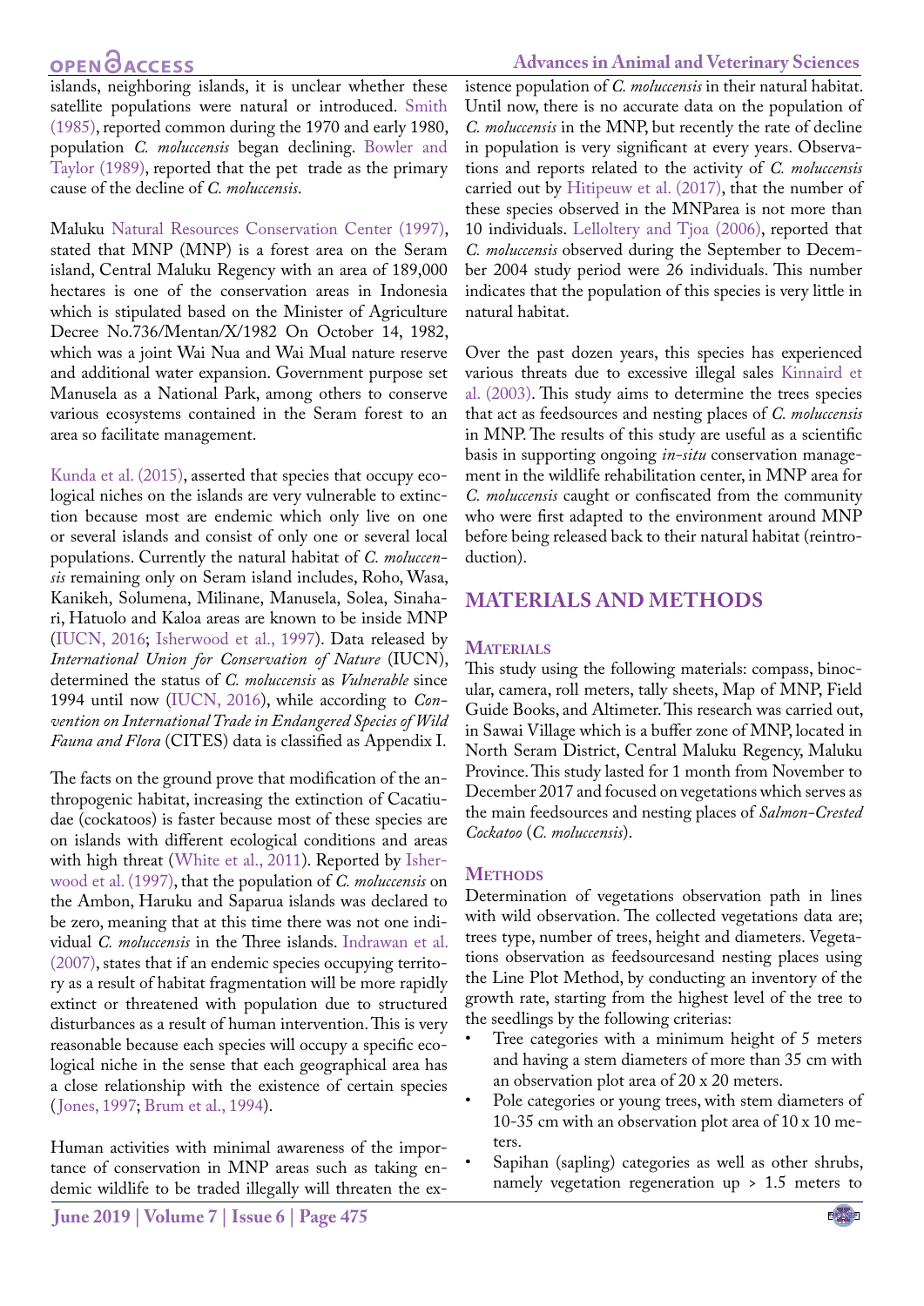islands, neighboring islands, it is unclear whether these satellite populations were natural or introduced. Smith (1985), reported common during the 1970 and early 1980, population *C. moluccensis* began declining. Bowler and Taylor (1989), reported that the pet trade as the primary cause of the decline of *C. moluccensis*.

Maluku Natural Resources Conservation Center (1997), stated that MNP (MNP) is a forest area on the Seram island, Central Maluku Regency with an area of 189,000 hectares is one of the conservation areas in Indonesia which is stipulated based on the Minister of Agriculture Decree No.736/Mentan/X/1982 On October 14, 1982, which was a joint Wai Nua and Wai Mual nature reserve and additional water expansion. Government purpose set Manusela as a National Park, among others to conserve various ecosystems contained in the Seram forest to an area so facilitate management.

Kunda et al. (2015), asserted that species that occupy ecological niches on the islands are very vulnerable to extinction because most are endemic which only live on one or several islands and consist of only one or several local populations. Currently the natural habitat of *C. moluccensis* remaining only on Seram island includes, Roho, Wasa, Kanikeh, Solumena, Milinane, Manusela, Solea, Sinahari, Hatuolo and Kaloa areas are known to be inside MNP (IUCN, 2016; Isherwood et al., 1997). Data released by *International Union for Conservation of Nature* (IUCN), determined the status of *C. moluccensis* as *Vulnerable* since 1994 until now (IUCN, 2016), while according to *Convention on International Trade in Endangered Species of Wild Fauna and Flora* (CITES) data is classified as Appendix I.

The facts on the ground prove that modification of the anthropogenic habitat, increasing the extinction of Cacatiudae (cockatoos) is faster because most of these species are on islands with different ecological conditions and areas with high threat (White et al., 2011). Reported by Isherwood et al. (1997), that the population of *C. moluccensis* on the Ambon, Haruku and Saparua islands was declared to be zero, meaning that at this time there was not one individual *C. moluccensis* in the Three islands. Indrawan et al. (2007), states that if an endemic species occupying territory as a result of habitat fragmentation will be more rapidly extinct or threatened with population due to structured disturbances as a result of human intervention. This is very reasonable because each species will occupy a specific ecological niche in the sense that each geographical area has a close relationship with the existence of certain species (Jones, 1997; Brum et al., 1994).

Human activities with minimal awareness of the importance of conservation in MNP areas such as taking endemic wildlife to be traded illegally will threaten the existence population of *C. moluccensis* in their natural habitat. Until now, there is no accurate data on the population of *C. moluccensis* in the MNP, but recently the rate of decline in population is very significant at every years. Observations and reports related to the activity of *C. moluccensis* carried out by Hitipeuw et al. (2017), that the number of these species observed in the MNParea is not more than 10 individuals. Lelloltery and Tjoa (2006), reported that *C. moluccensis* observed during the September to December 2004 study period were 26 individuals. This number indicates that the population of this species is very little in natural habitat.

Over the past dozen years, this species has experienced various threats due to excessive illegal sales Kinnaird et al. (2003). This study aims to determine the trees species that act as feedsources and nesting places of *C. moluccensis* in MNP. The results of this study are useful as a scientific basis in supporting ongoing *in-situ* conservation management in the wildlife rehabilitation center, in MNP area for *C. moluccensis* caught or confiscated from the community who were first adapted to the environment around MNP before being released back to their natural habitat (reintroduction).

## MATERIALS AND METHODS

### Materials

This study using the following materials: compass, binocular, camera, roll meters, tally sheets, Map of MNP, Field Guide Books, and Altimeter. This research was carried out, in Sawai Village which is a buffer zone of MNP, located in North Seram District, Central Maluku Regency, Maluku Province. This study lasted for 1 month from November to December 2017 and focused on vegetations which serves as the main feedsources and nesting places of *Salmon-Crested Cockatoo* (*C. moluccensis*).

### Methods

Determination of vegetations observation path in lines with wild observation. The collected vegetations data are; trees type, number of trees, height and diameters. Vegetations observation as feedsourcesand nesting places using the Line Plot Method, by conducting an inventory of the growth rate, starting from the highest level of the tree to the seedlings by the following criterias:

- Tree categories with a minimum height of 5 meters and having a stem diameters of more than 35 cm with an observation plot area of 20 x 20 meters.
- Pole categories or young trees, with stem diameters of 10-35 cm with an observation plot area of 10 x 10 meters.
- Sapihan (sapling) categories as well as other shrubs, namely vegetation regeneration up > 1.5 meters to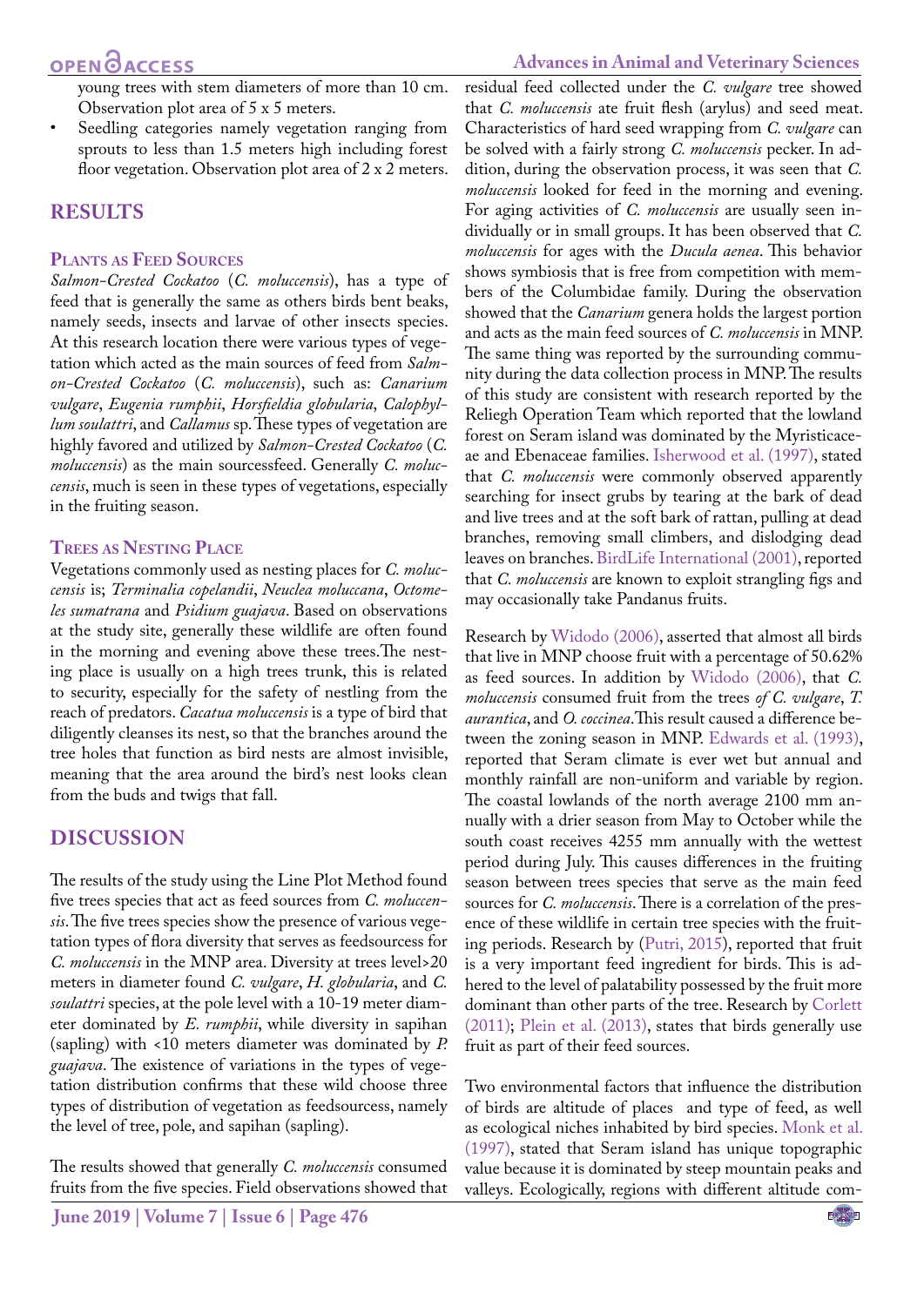young trees with stem diameters of more than 10 cm. Observation plot area of 5 x 5 meters.

- Seedling categories namely vegetation ranging from sprouts to less than 1.5 meters high including forest floor vegetation. Observation plot area of 2 x 2 meters.

## RESULTS

### Plants as Feed Sources

*Salmon-Crested Cockatoo* (*C. moluccensis*), has a type of feed that is generally the same as others birds bent beaks, namely seeds, insects and larvae of other insects species. At this research location there were various types of vegetation which acted as the main sources of feed from *Salmon-Crested Cockatoo* (*C. moluccensis*), such as: *Canarium vulgare*, *Eugenia rumphii*, *Horsfieldia globularia*, *Calophyllum soulattri*, and *Callamus* sp. These types of vegetation are highly favored and utilized by *Salmon-Crested Cockatoo* (*C. moluccensis*) as the main sourcessfeed. Generally *C. moluccensis*, much is seen in these types of vegetations, especially in the fruiting season.

### Trees as Nesting Place

Vegetations commonly used as nesting places for *C. moluccensis* is; *Terminalia copelandii*, *Neuclea moluccana*, *Octomeles sumatrana* and *Psidium guajava*. Based on observations at the study site, generally these wildlife are often found in the morning and evening above these trees.The nesting place is usually on a high trees trunk, this is related to security, especially for the safety of nestling from the reach of predators. *Cacatua moluccensis* is a type of bird that diligently cleanses its nest, so that the branches around the tree holes that function as bird nests are almost invisible, meaning that the area around the bird's nest looks clean from the buds and twigs that fall.

## DISCUSSION

The results of the study using the Line Plot Method found five trees species that act as feed sources from *C. moluccensis*. The five trees species show the presence of various vegetation types of flora diversity that serves as feedsourcess for *C. moluccensis* in the MNP area. Diversity at trees level>20 meters in diameter found *C. vulgare*, *H. globularia*, and *C. soulattri* species, at the pole level with a 10-19 meter diameter dominated by *E. rumphii*, while diversity in sapihan (sapling) with <10 meters diameter was dominated by *P. guajava*. The existence of variations in the types of vegetation distribution confirms that these wild choose three types of distribution of vegetation as feedsourcess, namely the level of tree, pole, and sapihan (sapling).

The results showed that generally *C. moluccensis* consumed fruits from the five species. Field observations showed that residual feed collected under the *C. vulgare* tree showed that *C. moluccensis* ate fruit flesh (arylus) and seed meat. Characteristics of hard seed wrapping from *C. vulgare* can be solved with a fairly strong *C. moluccensis* pecker. In addition, during the observation process, it was seen that *C. moluccensis* looked for feed in the morning and evening. For aging activities of *C. moluccensis* are usually seen individually or in small groups. It has been observed that *C. moluccensis* for ages with the *Ducula aenea*. This behavior shows symbiosis that is free from competition with members of the Columbidae family. During the observation showed that the *Canarium* genera holds the largest portion and acts as the main feed sources of *C. moluccensis* in MNP. The same thing was reported by the surrounding community during the data collection process in MNP. The results of this study are consistent with research reported by the Reliegh Operation Team which reported that the lowland forest on Seram island was dominated by the Myristicaceae and Ebenaceae families. Isherwood et al. (1997), stated that *C. moluccensis* were commonly observed apparently searching for insect grubs by tearing at the bark of dead and live trees and at the soft bark of rattan, pulling at dead branches, removing small climbers, and dislodging dead leaves on branches. BirdLife International (2001), reported that *C. moluccensis* are known to exploit strangling figs and may occasionally take Pandanus fruits.

Research by Widodo (2006), asserted that almost all birds that live in MNP choose fruit with a percentage of 50.62% as feed sources. In addition by Widodo (2006), that *C. moluccensis* consumed fruit from the trees *of C. vulgare*, *T. aurantica*, and *O. coccinea*. This result caused a difference between the zoning season in MNP. Edwards et al. (1993), reported that Seram climate is ever wet but annual and monthly rainfall are non-uniform and variable by region. The coastal lowlands of the north average 2100 mm annually with a drier season from May to October while the south coast receives 4255 mm annually with the wettest period during July. This causes differences in the fruiting season between trees species that serve as the main feed sources for *C. moluccensis*. There is a correlation of the presence of these wildlife in certain tree species with the fruiting periods. Research by (Putri, 2015), reported that fruit is a very important feed ingredient for birds. This is adhered to the level of palatability possessed by the fruit more dominant than other parts of the tree. Research by Corlett (2011); Plein et al. (2013), states that birds generally use fruit as part of their feed sources.

Two environmental factors that influence the distribution of birds are altitude of places and type of feed, as well as ecological niches inhabited by bird species. Monk et al. (1997), stated that Seram island has unique topographic value because it is dominated by steep mountain peaks and valleys. Ecologically, regions with different altitude com-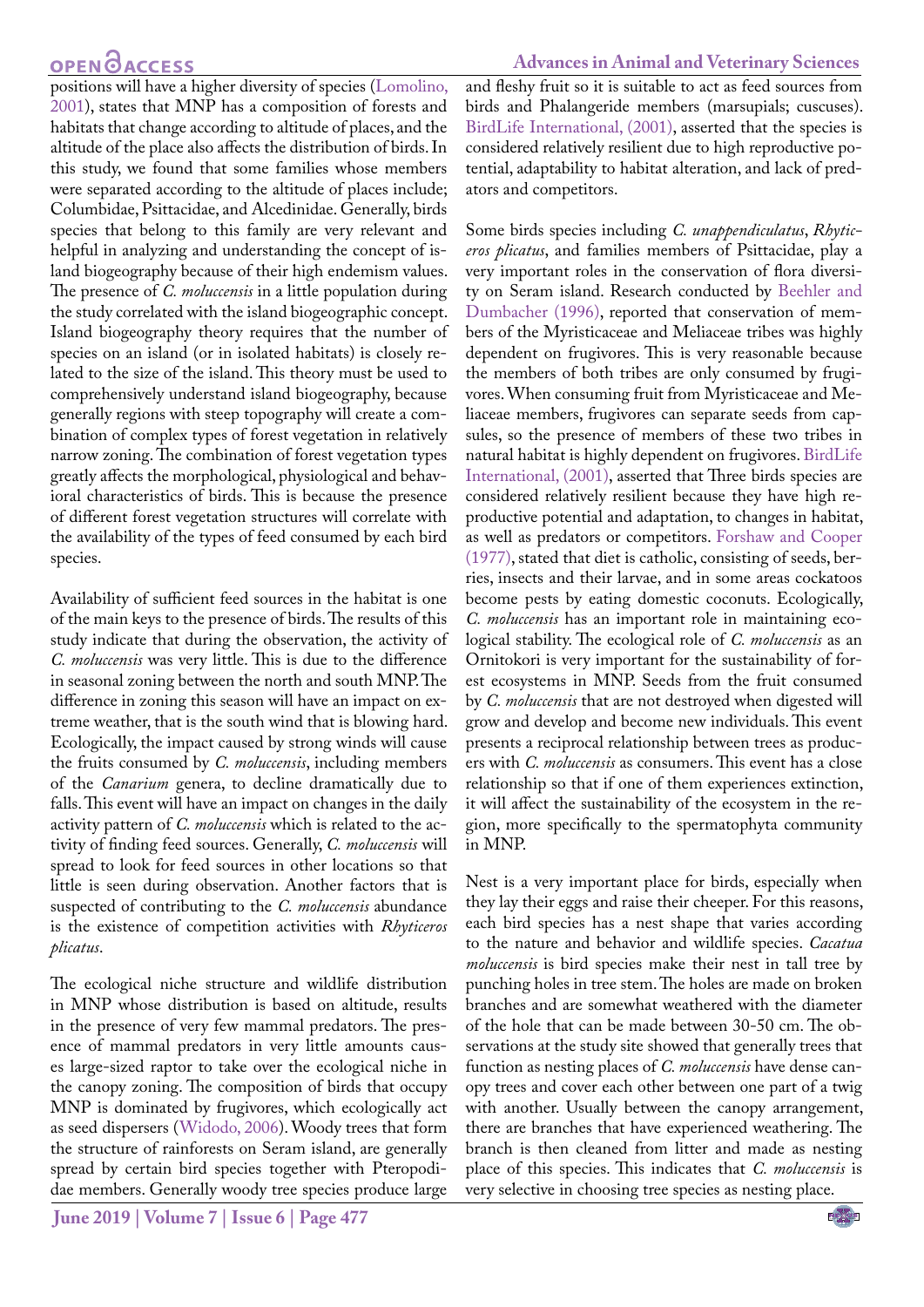positions will have a higher diversity of species (Lomolino, 2001), states that MNP has a composition of forests and habitats that change according to altitude of places, and the altitude of the place also affects the distribution of birds. In this study, we found that some families whose members were separated according to the altitude of places include; Columbidae, Psittacidae, and Alcedinidae. Generally, birds species that belong to this family are very relevant and helpful in analyzing and understanding the concept of island biogeography because of their high endemism values. The presence of *C. moluccensis* in a little population during the study correlated with the island biogeographic concept. Island biogeography theory requires that the number of species on an island (or in isolated habitats) is closely related to the size of the island. This theory must be used to comprehensively understand island biogeography, because generally regions with steep topography will create a combination of complex types of forest vegetation in relatively narrow zoning. The combination of forest vegetation types greatly affects the morphological, physiological and behavioral characteristics of birds. This is because the presence of different forest vegetation structures will correlate with the availability of the types of feed consumed by each bird species.

Availability of sufficient feed sources in the habitat is one of the main keys to the presence of birds. The results of this study indicate that during the observation, the activity of *C. moluccensis* was very little. This is due to the difference in seasonal zoning between the north and south MNP. The difference in zoning this season will have an impact on extreme weather, that is the south wind that is blowing hard. Ecologically, the impact caused by strong winds will cause the fruits consumed by *C. moluccensis*, including members of the *Canarium* genera, to decline dramatically due to falls. This event will have an impact on changes in the daily activity pattern of *C. moluccensis* which is related to the activity of finding feed sources. Generally, *C. moluccensis* will spread to look for feed sources in other locations so that little is seen during observation. Another factors that is suspected of contributing to the *C. moluccensis* abundance is the existence of competition activities with *Rhyticeros plicatus*.

The ecological niche structure and wildlife distribution in MNP whose distribution is based on altitude, results in the presence of very few mammal predators. The presence of mammal predators in very little amounts causes large-sized raptor to take over the ecological niche in the canopy zoning. The composition of birds that occupy MNP is dominated by frugivores, which ecologically act as seed dispersers (Widodo, 2006). Woody trees that form the structure of rainforests on Seram island, are generally spread by certain bird species together with Pteropodidae members. Generally woody tree species produce large and fleshy fruit so it is suitable to act as feed sources from birds and Phalangeride members (marsupials; cuscuses). BirdLife International, (2001), asserted that the species is considered relatively resilient due to high reproductive potential, adaptability to habitat alteration, and lack of predators and competitors.

Some birds species including *C. unappendiculatus*, *Rhyticeros plicatus*, and families members of Psittacidae, play a very important roles in the conservation of flora diversity on Seram island. Research conducted by Beehler and Dumbacher (1996), reported that conservation of members of the Myristicaceae and Meliaceae tribes was highly dependent on frugivores. This is very reasonable because the members of both tribes are only consumed by frugivores. When consuming fruit from Myristicaceae and Meliaceae members, frugivores can separate seeds from capsules, so the presence of members of these two tribes in natural habitat is highly dependent on frugivores. BirdLife International, (2001), asserted that Three birds species are considered relatively resilient because they have high reproductive potential and adaptation, to changes in habitat, as well as predators or competitors. Forshaw and Cooper (1977), stated that diet is catholic, consisting of seeds, berries, insects and their larvae, and in some areas cockatoos become pests by eating domestic coconuts. Ecologically, *C. moluccensis* has an important role in maintaining ecological stability. The ecological role of *C. moluccensis* as an Ornitokori is very important for the sustainability of forest ecosystems in MNP. Seeds from the fruit consumed by *C. moluccensis* that are not destroyed when digested will grow and develop and become new individuals. This event presents a reciprocal relationship between trees as producers with *C. moluccensis* as consumers. This event has a close relationship so that if one of them experiences extinction, it will affect the sustainability of the ecosystem in the region, more specifically to the spermatophyta community in MNP.

Nest is a very important place for birds, especially when they lay their eggs and raise their cheeper. For this reasons, each bird species has a nest shape that varies according to the nature and behavior and wildlife species. *Cacatua moluccensis* is bird species make their nest in tall tree by punching holes in tree stem. The holes are made on broken branches and are somewhat weathered with the diameter of the hole that can be made between 30-50 cm. The observations at the study site showed that generally trees that function as nesting places of *C. moluccensis* have dense canopy trees and cover each other between one part of a twig with another. Usually between the canopy arrangement, there are branches that have experienced weathering. The branch is then cleaned from litter and made as nesting place of this species. This indicates that *C. moluccensis* is very selective in choosing tree species as nesting place.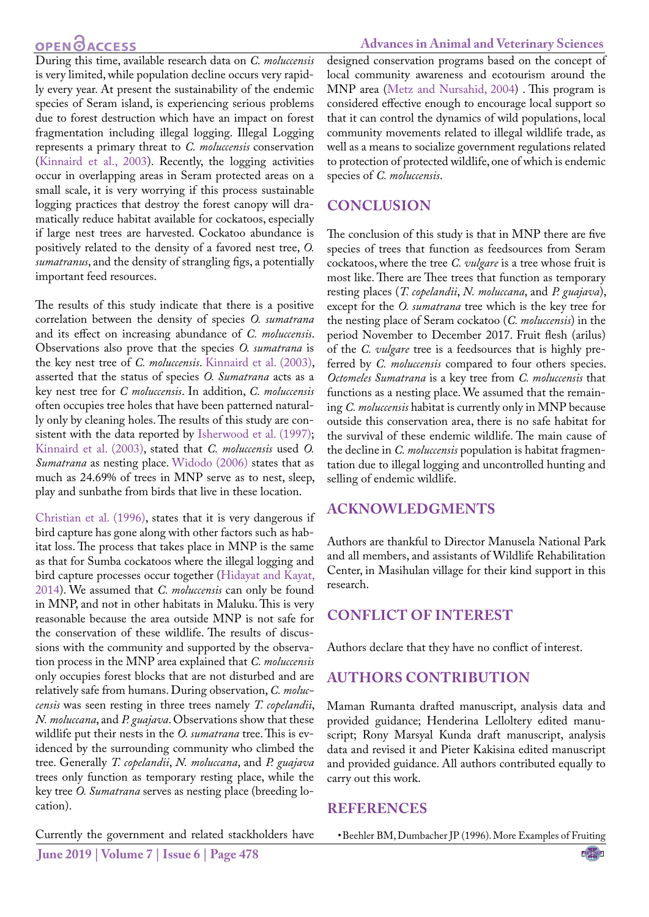During this time, available research data on *C. moluccensis* is very limited, while population decline occurs very rapidly every year. At present the sustainability of the endemic species of Seram island, is experiencing serious problems due to forest destruction which have an impact on forest fragmentation including illegal logging. Illegal Logging represents a primary threat to *C. moluccensis* conservation (Kinnaird et al., 2003). Recently, the logging activities occur in overlapping areas in Seram protected areas on a small scale, it is very worrying if this process sustainable logging practices that destroy the forest canopy will dramatically reduce habitat available for cockatoos, especially if large nest trees are harvested. Cockatoo abundance is positively related to the density of a favored nest tree, *O. sumatranus*, and the density of strangling figs, a potentially important feed resources.

The results of this study indicate that there is a positive correlation between the density of species *O. sumatrana* and its effect on increasing abundance of *C. moluccensis*. Observations also prove that the species *O. sumatrana* is the key nest tree of *C. moluccensis*. Kinnaird et al. (2003), asserted that the status of species *O. Sumatrana* acts as a key nest tree for *C moluccensis*. In addition, *C. moluccensis* often occupies tree holes that have been patterned naturally only by cleaning holes. The results of this study are consistent with the data reported by Isherwood et al. (1997); Kinnaird et al. (2003), stated that *C. moluccensis* used *O. Sumatrana* as nesting place. Widodo (2006) states that as much as 24.69% of trees in MNP serve as to nest, sleep, play and sunbathe from birds that live in these location.

Christian et al. (1996), states that it is very dangerous if bird capture has gone along with other factors such as habitat loss. The process that takes place in MNP is the same as that for Sumba cockatoos where the illegal logging and bird capture processes occur together (Hidayat and Kayat, 2014). We assumed that *C. moluccensis* can only be found in MNP, and not in other habitats in Maluku. This is very reasonable because the area outside MNP is not safe for the conservation of these wildlife. The results of discussions with the community and supported by the observation process in the MNP area explained that *C. moluccensis* only occupies forest blocks that are not disturbed and are relatively safe from humans. During observation, *C. moluccensis* was seen resting in three trees namely *T. copelandii*, *N. moluccana*, and *P. guajava*. Observations show that these wildlife put their nests in the *O. sumatrana* tree. This is evidenced by the surrounding community who climbed the tree. Generally *T. copelandii*, *N. moluccana*, and *P. guajava* trees only function as temporary resting place, while the key tree *O. Sumatrana* serves as nesting place (breeding location).

Currently the government and related stackholders have designed conservation programs based on the concept of local community awareness and ecotourism around the MNP area (Metz and Nursahid, 2004) . This program is considered effective enough to encourage local support so that it can control the dynamics of wild populations, local community movements related to illegal wildlife trade, as well as a means to socialize government regulations related to protection of protected wildlife, one of which is endemic species of *C. moluccensis*.

## CONCLUSION

The conclusion of this study is that in MNP there are five species of trees that function as feedsources from Seram cockatoos, where the tree *C. vulgare* is a tree whose fruit is most like. There are Thee trees that function as temporary resting places (*T. copelandii*, *N. moluccana*, and *P. guajava*), except for the *O. sumatrana* tree which is the key tree for the nesting place of Seram cockatoo (*C. moluccensis*) in the period November to December 2017. Fruit flesh (arilus) of the *C. vulgare* tree is a feedsources that is highly preferred by *C. moluccensis* compared to four others species. *Octomeles Sumatrana* is a key tree from *C. moluccensis* that functions as a nesting place. We assumed that the remaining *C. moluccensis* habitat is currently only in MNP because outside this conservation area, there is no safe habitat for the survival of these endemic wildlife. The main cause of the decline in *C. moluccensis* population is habitat fragmentation due to illegal logging and uncontrolled hunting and selling of endemic wildlife.

## ACKNOWLEDGMENTS

Authors are thankful to Director Manusela National Park and all members, and assistants of Wildlife Rehabilitation Center, in Masihulan village for their kind support in this research.

## CONFLICT OF INTEREST

Authors declare that they have no conflict of interest.

## AUTHORS CONTRIBUTION

Maman Rumanta drafted manuscript, analysis data and provided guidance; Henderina Lelloltery edited manuscript; Rony Marsyal Kunda draft manuscript, analysis data and revised it and Pieter Kakisina edited manuscript and provided guidance. All authors contributed equally to carry out this work.

## REFERENCES

- Beehler BM, Dumbacher JP (1996). More Examples of Fruiting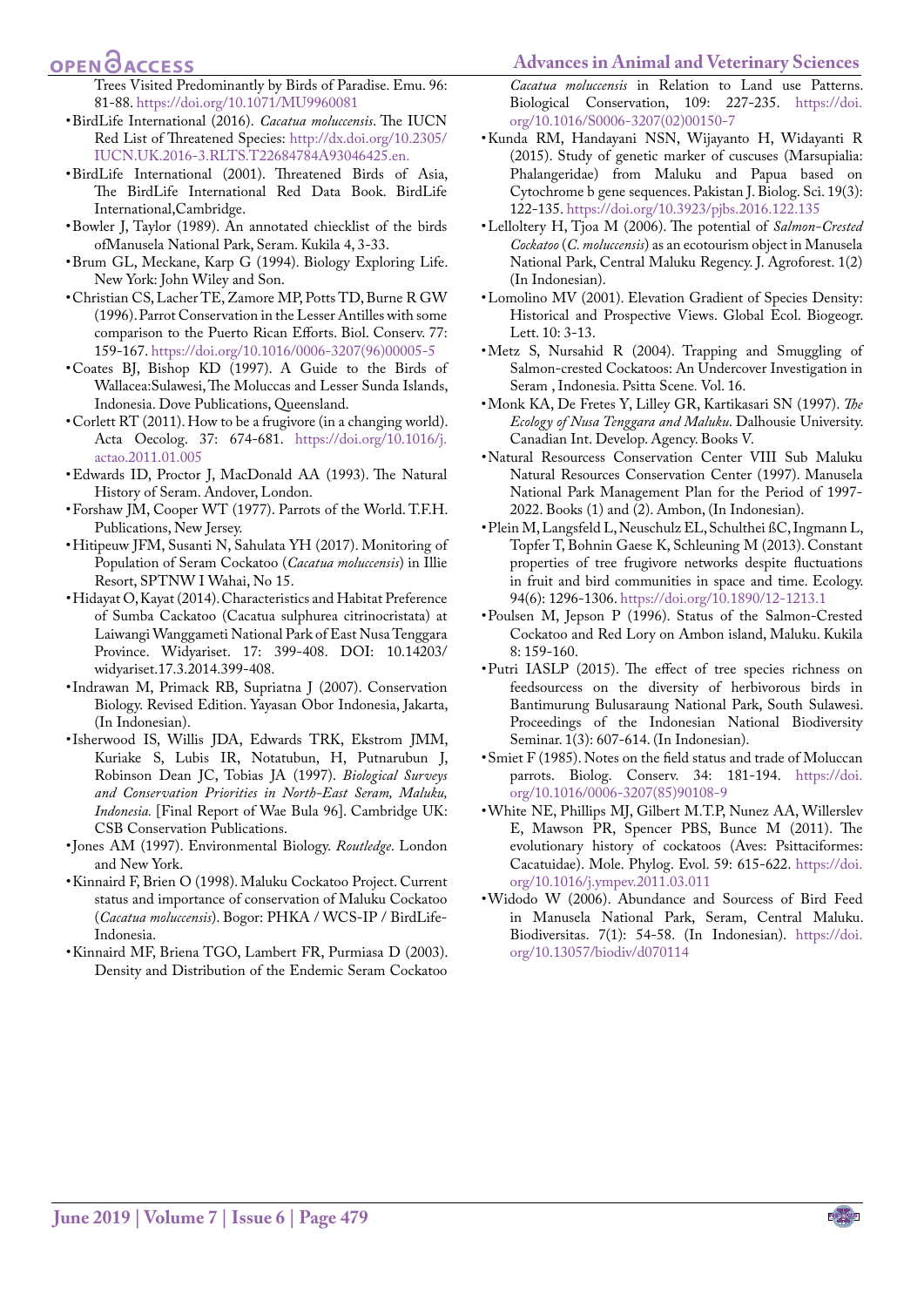Trees Visited Predominantly by Birds of Paradise. Emu. 96: 81-88. https://doi.org/10.1071/MU9960081

- BirdLife International (2016). *Cacatua moluccensis*. The IUCN Red List of Threatened Species: http://dx.doi.org/10.2305/IUCN.UK.2016-3.RLTS.T22684784A93046425.en.
- BirdLife International (2001). Threatened Birds of Asia, The BirdLife International Red Data Book. BirdLife International,Cambridge.
- Bowler J, Taylor (1989). An annotated chiecklist of the birds ofManusela National Park, Seram. Kukila 4, 3-33.
- Brum GL, Meckane, Karp G (1994). Biology Exploring Life. New York: John Wiley and Son.
- Christian CS, Lacher TE, Zamore MP, Potts TD, Burne R GW (1996). Parrot Conservation in the Lesser Antilles with some comparison to the Puerto Rican Efforts. Biol. Conserv. 77: 159-167. https://doi.org/10.1016/0006-3207(96)00005-5
- Coates BJ, Bishop KD (1997). A Guide to the Birds of Wallacea:Sulawesi, The Moluccas and Lesser Sunda Islands, Indonesia. Dove Publications, Queensland.
- Corlett RT (2011). How to be a frugivore (in a changing world). Acta Oecolog. 37: 674-681. https://doi.org/10.1016/j.actao.2011.01.005
- Edwards ID, Proctor J, MacDonald AA (1993). The Natural History of Seram. Andover, London.
- Forshaw JM, Cooper WT (1977). Parrots of the World. T.F.H. Publications, New Jersey.
- Hitipeuw JFM, Susanti N, Sahulata YH (2017). Monitoring of Population of Seram Cockatoo (*Cacatua moluccensis*) in Illie Resort, SPTNW I Wahai, No 15.
- Hidayat O, Kayat (2014). Characteristics and Habitat Preference of Sumba Cackatoo (Cacatua sulphurea citrinocristata) at Laiwangi Wanggameti National Park of East Nusa Tenggara Province. Widyariset. 17: 399-408. DOI: 10.14203/widyariset.17.3.2014.399-408.
- Indrawan M, Primack RB, Supriatna J (2007). Conservation Biology. Revised Edition. Yayasan Obor Indonesia, Jakarta, (In Indonesian).
- Isherwood IS, Willis JDA, Edwards TRK, Ekstrom JMM, Kuriake S, Lubis IR, Notatubun, H, Putnarubun J, Robinson Dean JC, Tobias JA (1997). *Biological Surveys and Conservation Priorities in North-East Seram, Maluku, Indonesia.* [Final Report of Wae Bula 96]. Cambridge UK: CSB Conservation Publications.
- Jones AM (1997). Environmental Biology. *Routledge*. London and New York.
- Kinnaird F, Brien O (1998). Maluku Cockatoo Project. Current status and importance of conservation of Maluku Cockatoo (*Cacatua moluccensis*). Bogor: PHKA / WCS-IP / BirdLife-Indonesia.
- Kinnaird MF, Briena TGO, Lambert FR, Purmiasa D (2003). Density and Distribution of the Endemic Seram Cockatoo *Cacatua moluccensis* in Relation to Land use Patterns. Biological Conservation, 109: 227-235. https://doi.org/10.1016/S0006-3207(02)00150-7
- Kunda RM, Handayani NSN, Wijayanto H, Widayanti R (2015). Study of genetic marker of cuscuses (Marsupialia: Phalangeridae) from Maluku and Papua based on Cytochrome b gene sequences. Pakistan J. Biolog. Sci. 19(3): 122-135. https://doi.org/10.3923/pjbs.2016.122.135
- Lelloltery H, Tjoa M (2006). The potential of *Salmon-Crested Cockatoo* (*C. moluccensis*) as an ecotourism object in Manusela National Park, Central Maluku Regency. J. Agroforest. 1(2) (In Indonesian).
- Lomolino MV (2001). Elevation Gradient of Species Density: Historical and Prospective Views. Global Ecol. Biogeogr. Lett. 10: 3-13.
- Metz S, Nursahid R (2004). Trapping and Smuggling of Salmon-crested Cockatoos: An Undercover Investigation in Seram , Indonesia. Psitta Scene*.* Vol. 16.
- Monk KA, De Fretes Y, Lilley GR, Kartikasari SN (1997). *The Ecology of Nusa Tenggara and Maluku*. Dalhousie University. Canadian Int. Develop. Agency. Books V.
- Natural Resourcess Conservation Center VIII Sub Maluku Natural Resources Conservation Center (1997). Manusela National Park Management Plan for the Period of 1997-2022. Books (1) and (2). Ambon, (In Indonesian).
- Plein M, Langsfeld L, Neuschulz EL, Schulthei ßC, Ingmann L, Topfer T, Bohnin Gaese K, Schleuning M (2013). Constant properties of tree frugivore networks despite fluctuations in fruit and bird communities in space and time. Ecology. 94(6): 1296-1306. https://doi.org/10.1890/12-1213.1
- Poulsen M, Jepson P (1996). Status of the Salmon-Crested Cockatoo and Red Lory on Ambon island, Maluku. Kukila 8: 159-160.
- Putri IASLP (2015). The effect of tree species richness on feedsourcess on the diversity of herbivorous birds in Bantimurung Bulusaraung National Park, South Sulawesi. Proceedings of the Indonesian National Biodiversity Seminar. 1(3): 607-614. (In Indonesian).
- Smiet F (1985). Notes on the field status and trade of Moluccan parrots. Biolog. Conserv. 34: 181-194. https://doi.org/10.1016/0006-3207(85)90108-9
- White NE, Phillips MJ, Gilbert M.T.P, Nunez AA, Willerslev E, Mawson PR, Spencer PBS, Bunce M (2011). The evolutionary history of cockatoos (Aves: Psittaciformes: Cacatuidae). Mole. Phylog. Evol. 59: 615-622. https://doi.org/10.1016/j.ympev.2011.03.011
- Widodo W (2006). Abundance and Sourcess of Bird Feed in Manusela National Park, Seram, Central Maluku. Biodiversitas. 7(1): 54-58. (In Indonesian). https://doi.org/10.13057/biodiv/d070114